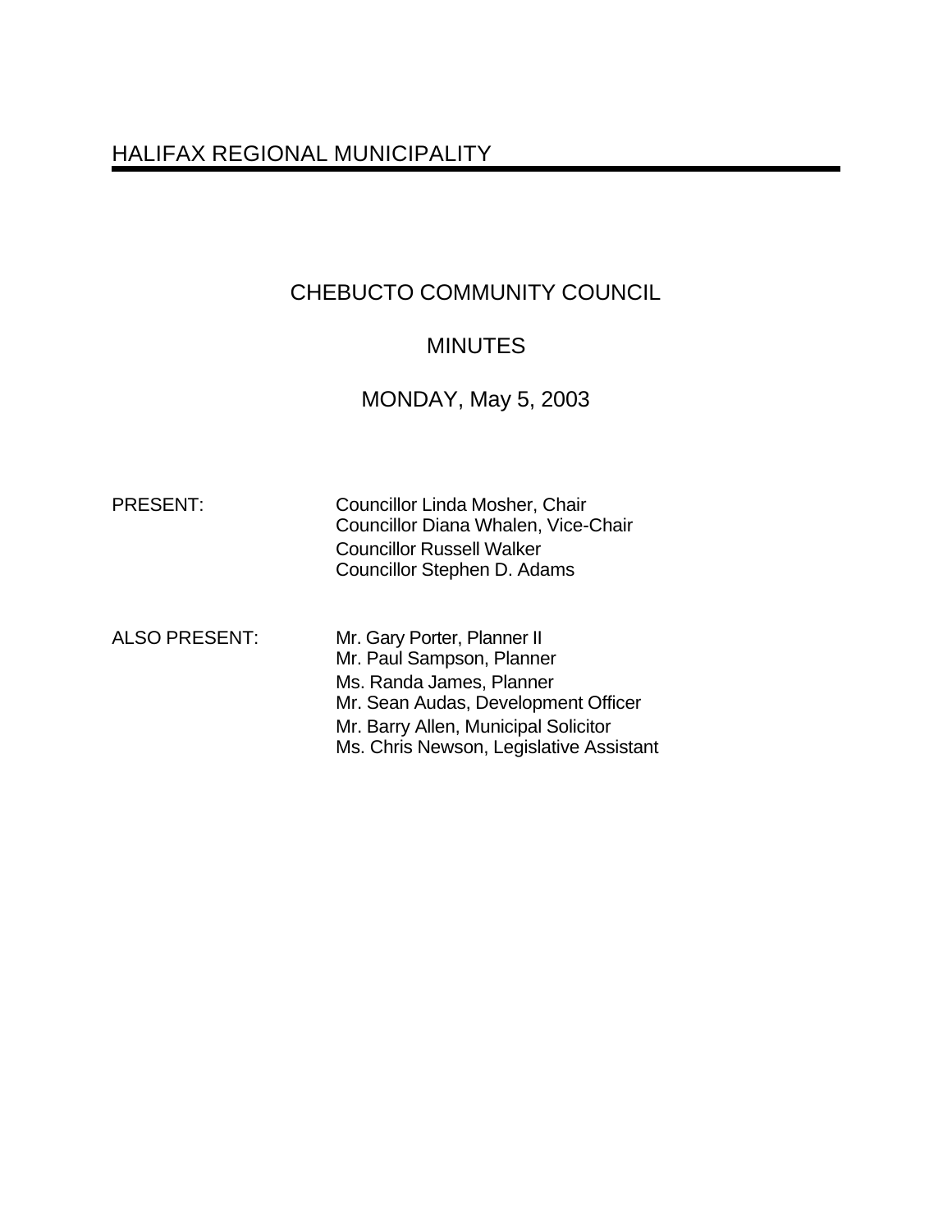# HALIFAX REGIONAL MUNICIPALITY

## CHEBUCTO COMMUNITY COUNCIL

## MINUTES

## MONDAY, May 5, 2003

PRESENT:

Councillor Linda Mosher, Chair
Councillor Diana Whalen, Vice-Chair
Councillor Russell Walker
Councillor Stephen D. Adams

ALSO PRESENT:

Mr. Gary Porter, Planner II
Mr. Paul Sampson, Planner
Ms. Randa James, Planner
Mr. Sean Audas, Development Officer
Mr. Barry Allen, Municipal Solicitor
Ms. Chris Newson, Legislative Assistant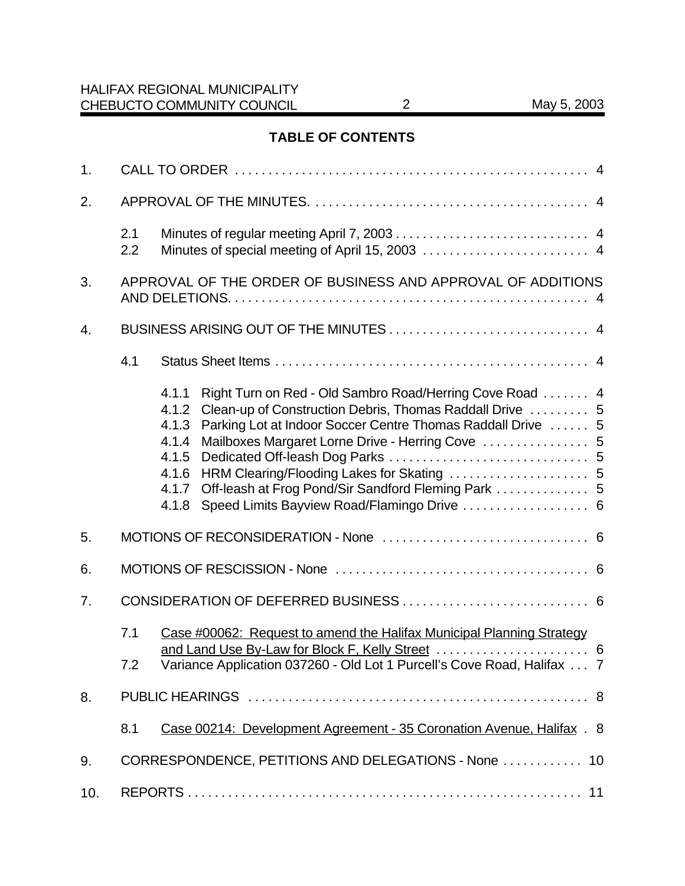## TABLE OF CONTENTS

1. CALL TO ORDER . . . . . . . . . . . . . . . . . . . . . . . . . . . . . . . . . . . . . . . . . . . . . . . . . . . 4

2. APPROVAL OF THE MINUTES. . . . . . . . . . . . . . . . . . . . . . . . . . . . . . . . . . . . . . . . . . 4

   2.1 Minutes of regular meeting April 7, 2003 . . . . . . . . . . . . . . . . . . . . . . . . . . . . . 4
   2.2 Minutes of special meeting of April 15, 2003 . . . . . . . . . . . . . . . . . . . . . . . . . 4

3. APPROVAL OF THE ORDER OF BUSINESS AND APPROVAL OF ADDITIONS AND DELETIONS. . . . . . . . . . . . . . . . . . . . . . . . . . . . . . . . . . . . . . . . . . . . . . . . . . . . . 4

4. BUSINESS ARISING OUT OF THE MINUTES . . . . . . . . . . . . . . . . . . . . . . . . . . . . . . 4

   4.1 Status Sheet Items . . . . . . . . . . . . . . . . . . . . . . . . . . . . . . . . . . . . . . . . . . . . . . . 4

      4.1.1 Right Turn on Red - Old Sambro Road/Herring Cove Road . . . . . . . 4
      4.1.2 Clean-up of Construction Debris, Thomas Raddall Drive . . . . . . . . . 5
      4.1.3 Parking Lot at Indoor Soccer Centre Thomas Raddall Drive . . . . . . 5
      4.1.4 Mailboxes Margaret Lorne Drive - Herring Cove . . . . . . . . . . . . . . . . 5
      4.1.5 Dedicated Off-leash Dog Parks . . . . . . . . . . . . . . . . . . . . . . . . . . . . . 5
      4.1.6 HRM Clearing/Flooding Lakes for Skating . . . . . . . . . . . . . . . . . . . . . 5
      4.1.7 Off-leash at Frog Pond/Sir Sandford Fleming Park . . . . . . . . . . . . . . 5
      4.1.8 Speed Limits Bayview Road/Flamingo Drive . . . . . . . . . . . . . . . . . . . 6

5. MOTIONS OF RECONSIDERATION - None . . . . . . . . . . . . . . . . . . . . . . . . . . . . . . . 6

6. MOTIONS OF RESCISSION - None . . . . . . . . . . . . . . . . . . . . . . . . . . . . . . . . . . . . . . 6

7. CONSIDERATION OF DEFERRED BUSINESS . . . . . . . . . . . . . . . . . . . . . . . . . . . . 6

   7.1 <u>Case #00062: Request to amend the Halifax Municipal Planning Strategy and Land Use By-Law for Block F, Kelly Street</u> . . . . . . . . . . . . . . . . . . . . . . . 6
   7.2 Variance Application 037260 - Old Lot 1 Purcell's Cove Road, Halifax . . . 7

8. PUBLIC HEARINGS . . . . . . . . . . . . . . . . . . . . . . . . . . . . . . . . . . . . . . . . . . . . . . . . . . . 8

   8.1 <u>Case 00214: Development Agreement - 35 Coronation Avenue, Halifax</u> . 8

9. CORRESPONDENCE, PETITIONS AND DELEGATIONS - None . . . . . . . . . . . . 10

10. REPORTS . . . . . . . . . . . . . . . . . . . . . . . . . . . . . . . . . . . . . . . . . . . . . . . . . . . . . . . . . . . 11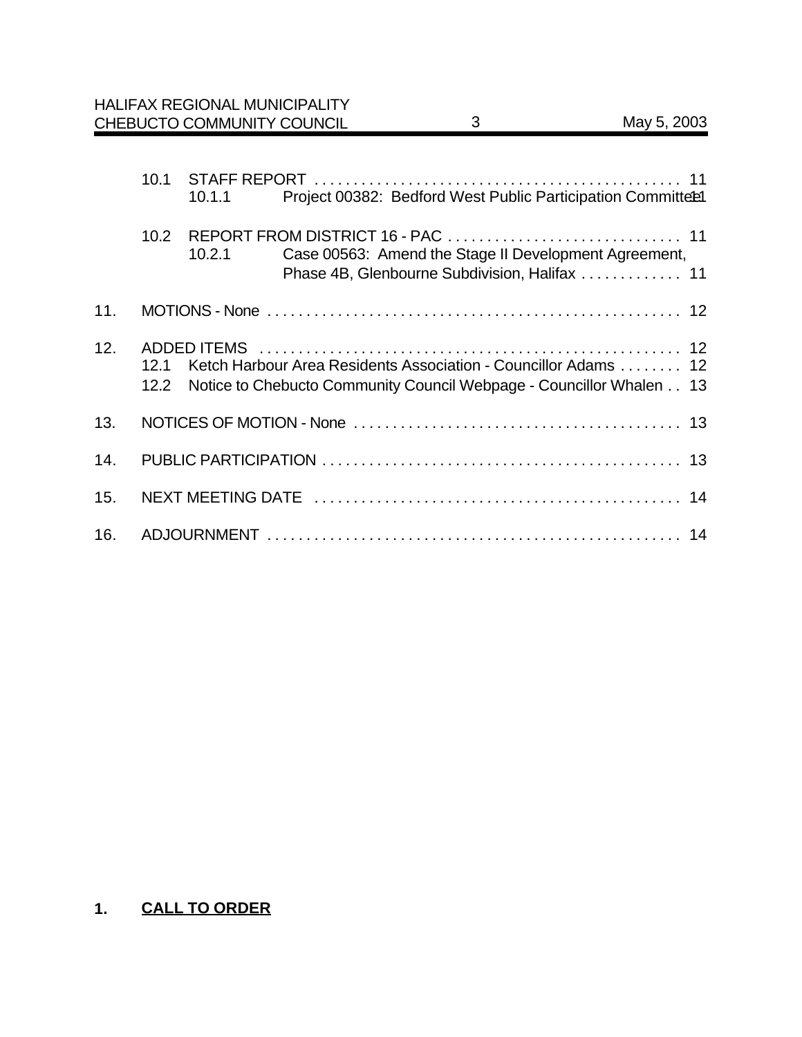10.1 STAFF REPORT . . . . . . . . . . . . . . . . . . . . . . . . . . . . . . . . . . . . . . . . . . . . . . . 11
   10.1.1 Project 00382: Bedford West Public Participation Committee 11

10.2 REPORT FROM DISTRICT 16 - PAC . . . . . . . . . . . . . . . . . . . . . . . . . . . . . 11
   10.2.1 Case 00563: Amend the Stage II Development Agreement, Phase 4B, Glenbourne Subdivision, Halifax . . . . . . . . . . . . . 11

11. MOTIONS - None . . . . . . . . . . . . . . . . . . . . . . . . . . . . . . . . . . . . . . . . . . . . . . . . . . . . . 12

12. ADDED ITEMS . . . . . . . . . . . . . . . . . . . . . . . . . . . . . . . . . . . . . . . . . . . . . . . . . . . . . 12
   12.1 Ketch Harbour Area Residents Association - Councillor Adams . . . . . . . . 12
   12.2 Notice to Chebucto Community Council Webpage - Councillor Whalen . . 13

13. NOTICES OF MOTION - None . . . . . . . . . . . . . . . . . . . . . . . . . . . . . . . . . . . . . . . . . 13

14. PUBLIC PARTICIPATION . . . . . . . . . . . . . . . . . . . . . . . . . . . . . . . . . . . . . . . . . . . . . 13

15. NEXT MEETING DATE . . . . . . . . . . . . . . . . . . . . . . . . . . . . . . . . . . . . . . . . . . . . . . 14

16. ADJOURNMENT . . . . . . . . . . . . . . . . . . . . . . . . . . . . . . . . . . . . . . . . . . . . . . . . . . . . 14

## 1. **CALL TO ORDER**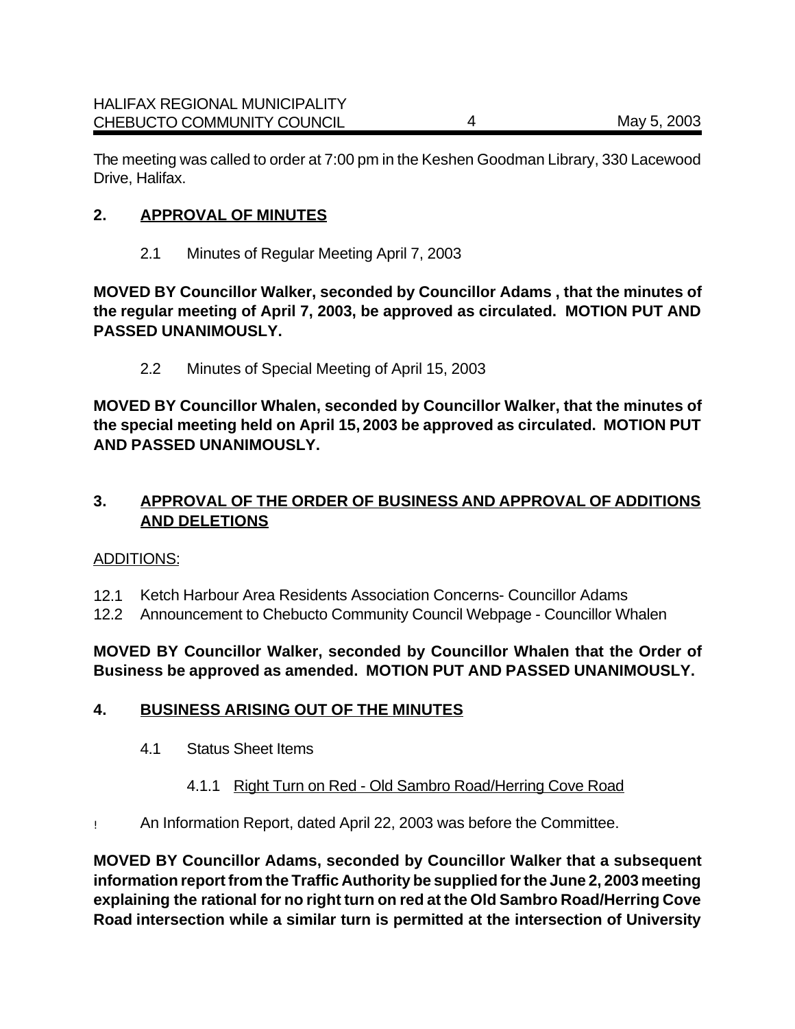The meeting was called to order at 7:00 pm in the Keshen Goodman Library, 330 Lacewood Drive, Halifax.

## 2. APPROVAL OF MINUTES

2.1 Minutes of Regular Meeting April 7, 2003

**MOVED BY Councillor Walker, seconded by Councillor Adams , that the minutes of the regular meeting of April 7, 2003, be approved as circulated. MOTION PUT AND PASSED UNANIMOUSLY.**

2.2 Minutes of Special Meeting of April 15, 2003

**MOVED BY Councillor Whalen, seconded by Councillor Walker, that the minutes of the special meeting held on April 15, 2003 be approved as circulated. MOTION PUT AND PASSED UNANIMOUSLY.**

## 3. APPROVAL OF THE ORDER OF BUSINESS AND APPROVAL OF ADDITIONS AND DELETIONS

ADDITIONS:

12.1 Ketch Harbour Area Residents Association Concerns- Councillor Adams
12.2 Announcement to Chebucto Community Council Webpage - Councillor Whalen

**MOVED BY Councillor Walker, seconded by Councillor Whalen that the Order of Business be approved as amended. MOTION PUT AND PASSED UNANIMOUSLY.**

## 4. BUSINESS ARISING OUT OF THE MINUTES

4.1 Status Sheet Items

4.1.1 Right Turn on Red - Old Sambro Road/Herring Cove Road

- An Information Report, dated April 22, 2003 was before the Committee.

**MOVED BY Councillor Adams, seconded by Councillor Walker that a subsequent information report from the Traffic Authority be supplied for the June 2, 2003 meeting explaining the rational for no right turn on red at the Old Sambro Road/Herring Cove Road intersection while a similar turn is permitted at the intersection of University**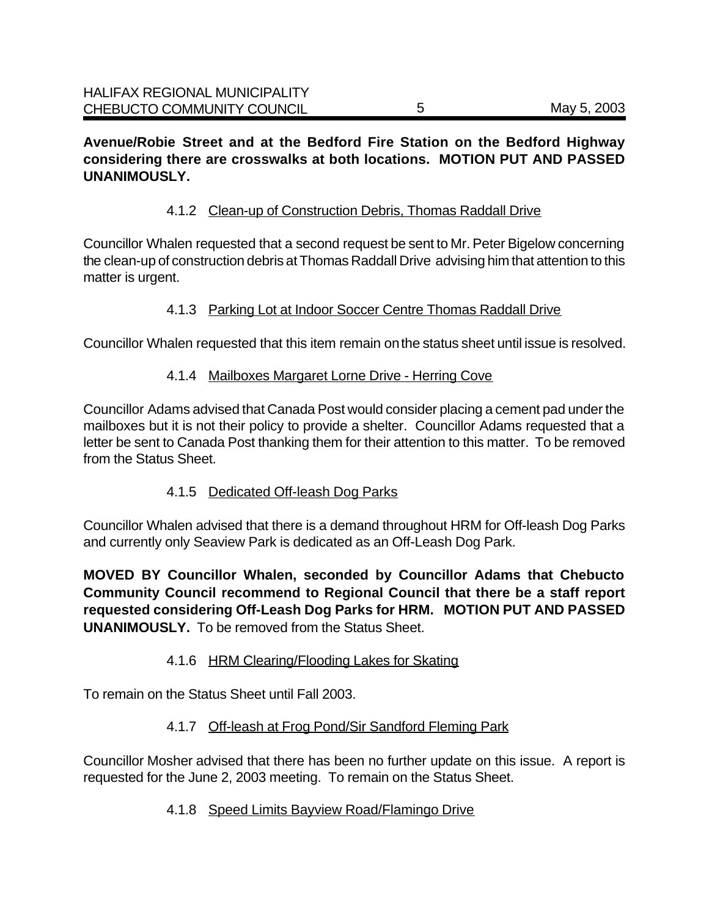**Avenue/Robie Street and at the Bedford Fire Station on the Bedford Highway considering there are crosswalks at both locations. MOTION PUT AND PASSED UNANIMOUSLY.**

4.1.2 Clean-up of Construction Debris, Thomas Raddall Drive

Councillor Whalen requested that a second request be sent to Mr. Peter Bigelow concerning the clean-up of construction debris at Thomas Raddall Drive advising him that attention to this matter is urgent.

4.1.3 Parking Lot at Indoor Soccer Centre Thomas Raddall Drive

Councillor Whalen requested that this item remain on the status sheet until issue is resolved.

4.1.4 Mailboxes Margaret Lorne Drive - Herring Cove

Councillor Adams advised that Canada Post would consider placing a cement pad under the mailboxes but it is not their policy to provide a shelter. Councillor Adams requested that a letter be sent to Canada Post thanking them for their attention to this matter. To be removed from the Status Sheet.

4.1.5 Dedicated Off-leash Dog Parks

Councillor Whalen advised that there is a demand throughout HRM for Off-leash Dog Parks and currently only Seaview Park is dedicated as an Off-Leash Dog Park.

**MOVED BY Councillor Whalen, seconded by Councillor Adams that Chebucto Community Council recommend to Regional Council that there be a staff report requested considering Off-Leash Dog Parks for HRM. MOTION PUT AND PASSED UNANIMOUSLY.** To be removed from the Status Sheet.

4.1.6 HRM Clearing/Flooding Lakes for Skating

To remain on the Status Sheet until Fall 2003.

4.1.7 Off-leash at Frog Pond/Sir Sandford Fleming Park

Councillor Mosher advised that there has been no further update on this issue. A report is requested for the June 2, 2003 meeting. To remain on the Status Sheet.

4.1.8 Speed Limits Bayview Road/Flamingo Drive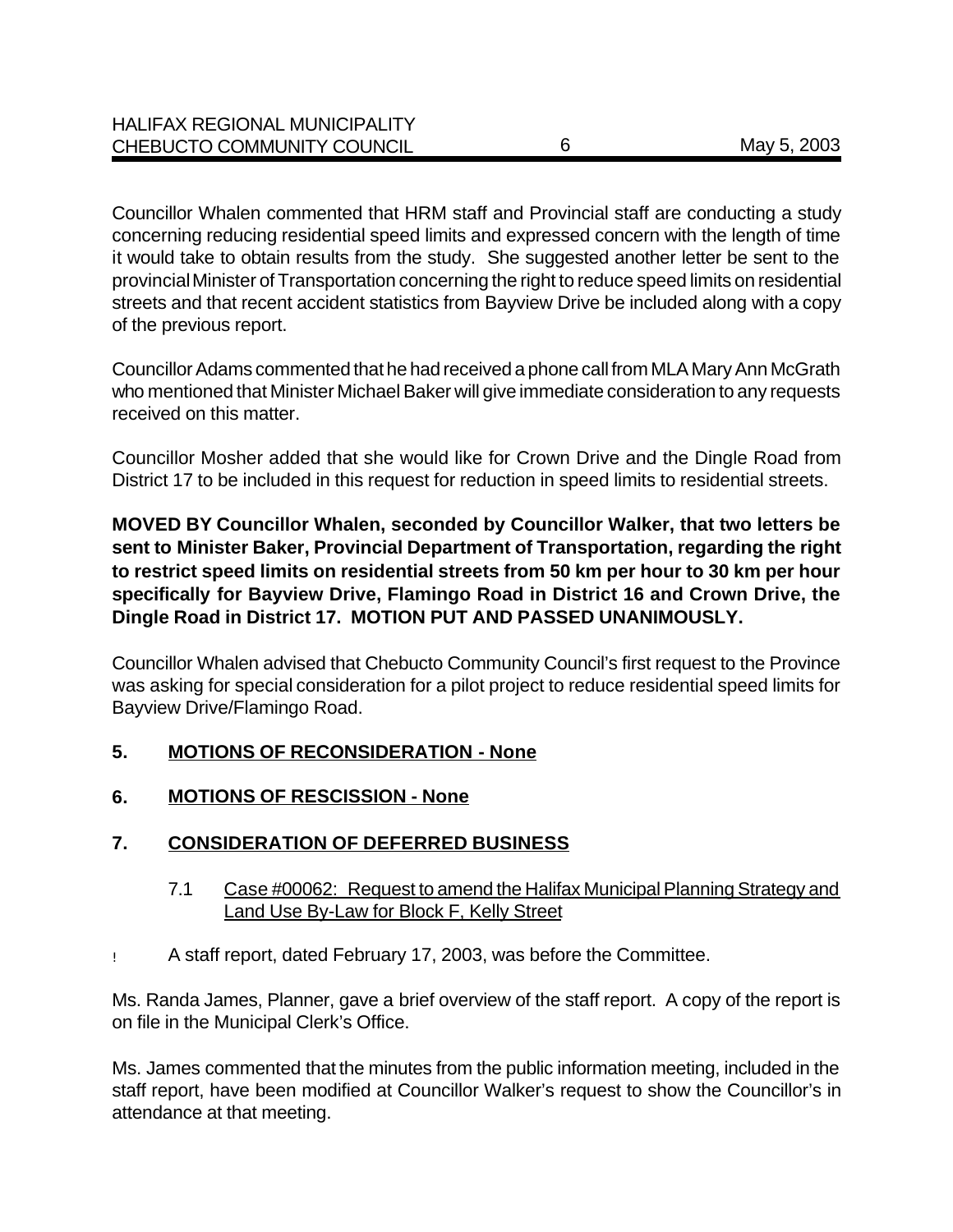Councillor Whalen commented that HRM staff and Provincial staff are conducting a study concerning reducing residential speed limits and expressed concern with the length of time it would take to obtain results from the study. She suggested another letter be sent to the provincial Minister of Transportation concerning the right to reduce speed limits on residential streets and that recent accident statistics from Bayview Drive be included along with a copy of the previous report.

Councillor Adams commented that he had received a phone call from MLA Mary Ann McGrath who mentioned that Minister Michael Baker will give immediate consideration to any requests received on this matter.

Councillor Mosher added that she would like for Crown Drive and the Dingle Road from District 17 to be included in this request for reduction in speed limits to residential streets.

**MOVED BY Councillor Whalen, seconded by Councillor Walker, that two letters be sent to Minister Baker, Provincial Department of Transportation, regarding the right to restrict speed limits on residential streets from 50 km per hour to 30 km per hour specifically for Bayview Drive, Flamingo Road in District 16 and Crown Drive, the Dingle Road in District 17. MOTION PUT AND PASSED UNANIMOUSLY.**

Councillor Whalen advised that Chebucto Community Council's first request to the Province was asking for special consideration for a pilot project to reduce residential speed limits for Bayview Drive/Flamingo Road.

## 5. MOTIONS OF RECONSIDERATION - None

## 6. MOTIONS OF RESCISSION - None

## 7. CONSIDERATION OF DEFERRED BUSINESS

### 7.1 Case #00062: Request to amend the Halifax Municipal Planning Strategy and Land Use By-Law for Block F, Kelly Street

- A staff report, dated February 17, 2003, was before the Committee.

Ms. Randa James, Planner, gave a brief overview of the staff report. A copy of the report is on file in the Municipal Clerk's Office.

Ms. James commented that the minutes from the public information meeting, included in the staff report, have been modified at Councillor Walker's request to show the Councillor's in attendance at that meeting.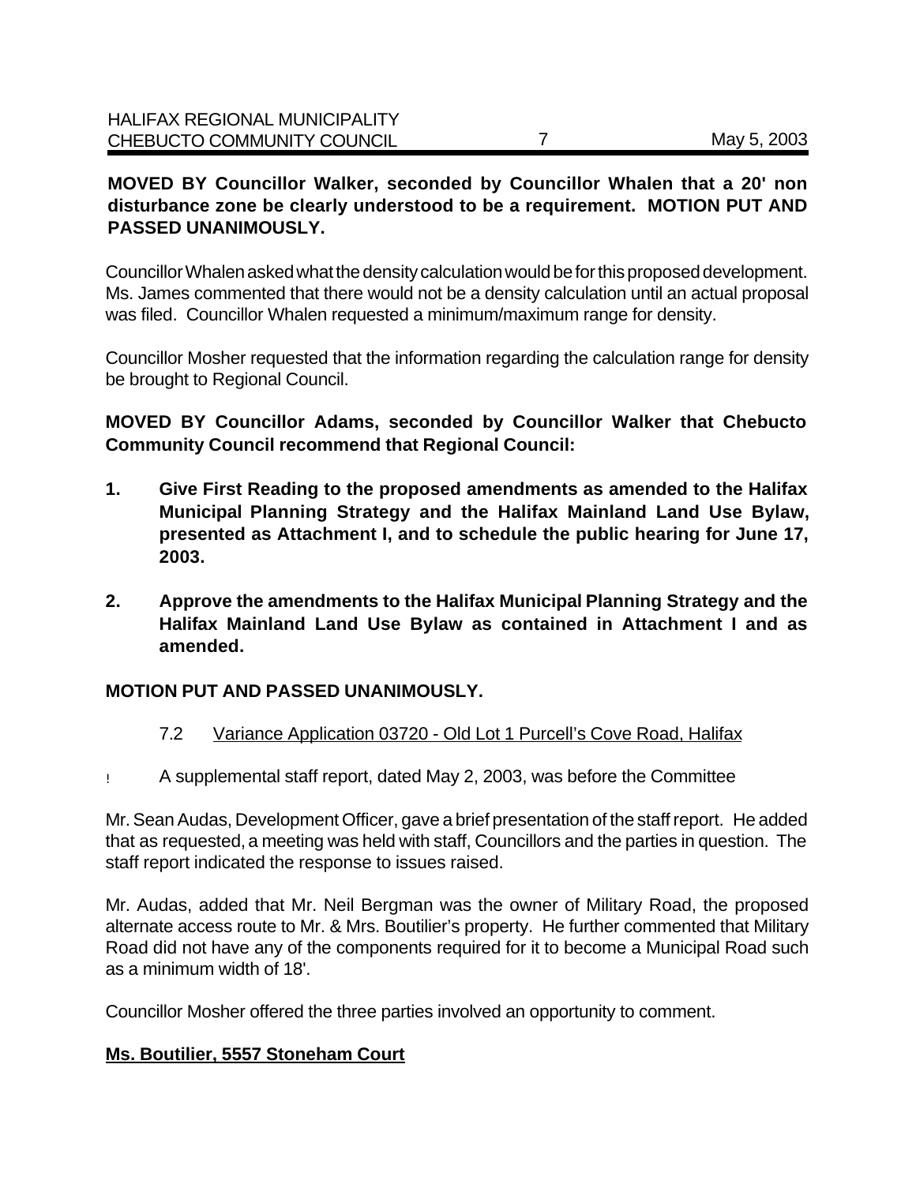**MOVED BY Councillor Walker, seconded by Councillor Whalen that a 20' non disturbance zone be clearly understood to be a requirement. MOTION PUT AND PASSED UNANIMOUSLY.**

Councillor Whalen asked what the density calculation would be for this proposed development. Ms. James commented that there would not be a density calculation until an actual proposal was filed. Councillor Whalen requested a minimum/maximum range for density.

Councillor Mosher requested that the information regarding the calculation range for density be brought to Regional Council.

**MOVED BY Councillor Adams, seconded by Councillor Walker that Chebucto Community Council recommend that Regional Council:**

1. **Give First Reading to the proposed amendments as amended to the Halifax Municipal Planning Strategy and the Halifax Mainland Land Use Bylaw, presented as Attachment I, and to schedule the public hearing for June 17, 2003.**
2. **Approve the amendments to the Halifax Municipal Planning Strategy and the Halifax Mainland Land Use Bylaw as contained in Attachment I and as amended.**

**MOTION PUT AND PASSED UNANIMOUSLY.**

7.2 Variance Application 03720 - Old Lot 1 Purcell's Cove Road, Halifax

- A supplemental staff report, dated May 2, 2003, was before the Committee

Mr. Sean Audas, Development Officer, gave a brief presentation of the staff report. He added that as requested, a meeting was held with staff, Councillors and the parties in question. The staff report indicated the response to issues raised.

Mr. Audas, added that Mr. Neil Bergman was the owner of Military Road, the proposed alternate access route to Mr. & Mrs. Boutilier's property. He further commented that Military Road did not have any of the components required for it to become a Municipal Road such as a minimum width of 18'.

Councillor Mosher offered the three parties involved an opportunity to comment.

**Ms. Boutilier, 5557 Stoneham Court**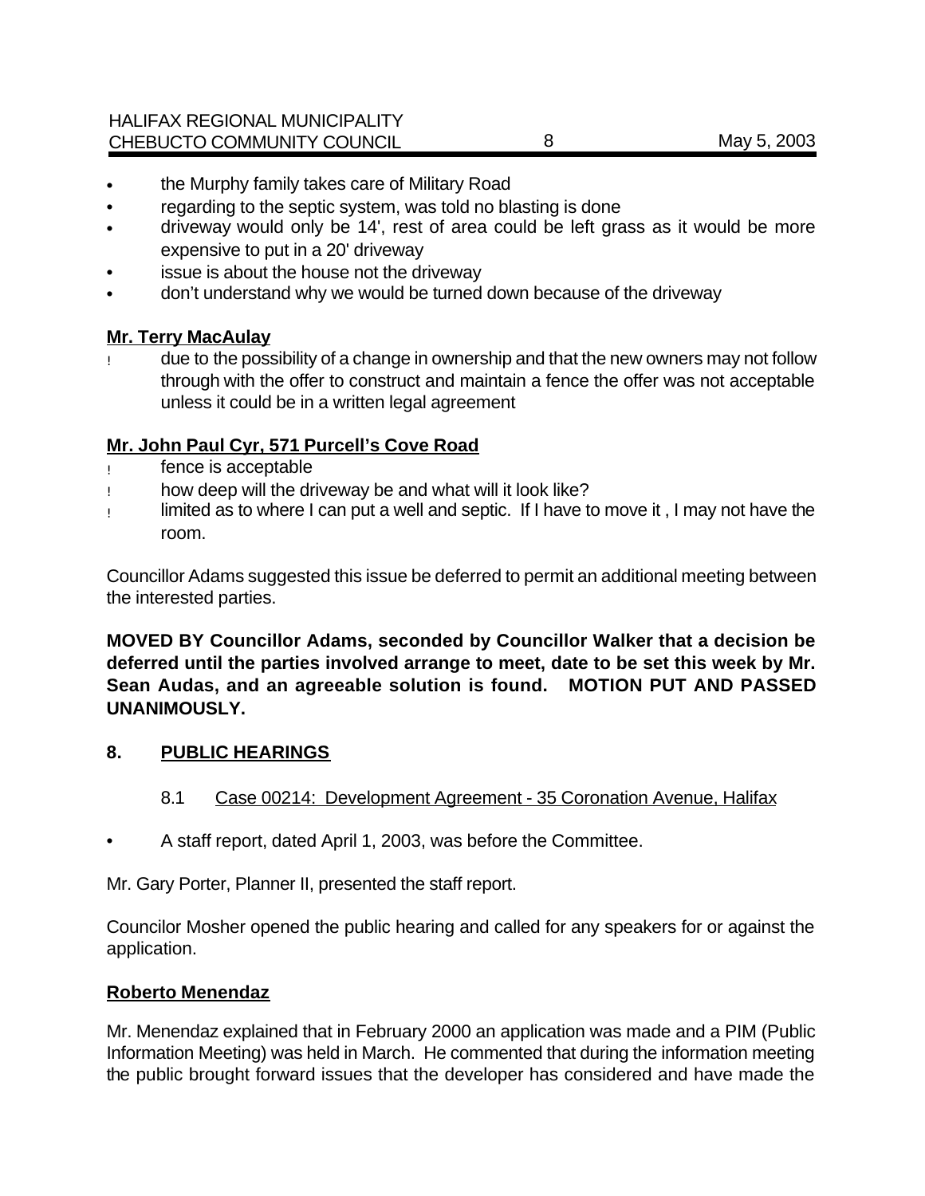- the Murphy family takes care of Military Road
- regarding to the septic system, was told no blasting is done
- driveway would only be 14', rest of area could be left grass as it would be more expensive to put in a 20' driveway
- issue is about the house not the driveway
- don't understand why we would be turned down because of the driveway

**Mr. Terry MacAulay**

- due to the possibility of a change in ownership and that the new owners may not follow through with the offer to construct and maintain a fence the offer was not acceptable unless it could be in a written legal agreement

**Mr. John Paul Cyr, 571 Purcell's Cove Road**

- fence is acceptable
- how deep will the driveway be and what will it look like?
- limited as to where I can put a well and septic. If I have to move it , I may not have the room.

Councillor Adams suggested this issue be deferred to permit an additional meeting between the interested parties.

**MOVED BY Councillor Adams, seconded by Councillor Walker that a decision be deferred until the parties involved arrange to meet, date to be set this week by Mr. Sean Audas, and an agreeable solution is found. MOTION PUT AND PASSED UNANIMOUSLY.**

## 8. PUBLIC HEARINGS

### 8.1 Case 00214: Development Agreement - 35 Coronation Avenue, Halifax

- A staff report, dated April 1, 2003, was before the Committee.

Mr. Gary Porter, Planner II, presented the staff report.

Councilor Mosher opened the public hearing and called for any speakers for or against the application.

**Roberto Menendaz**

Mr. Menendaz explained that in February 2000 an application was made and a PIM (Public Information Meeting) was held in March. He commented that during the information meeting the public brought forward issues that the developer has considered and have made the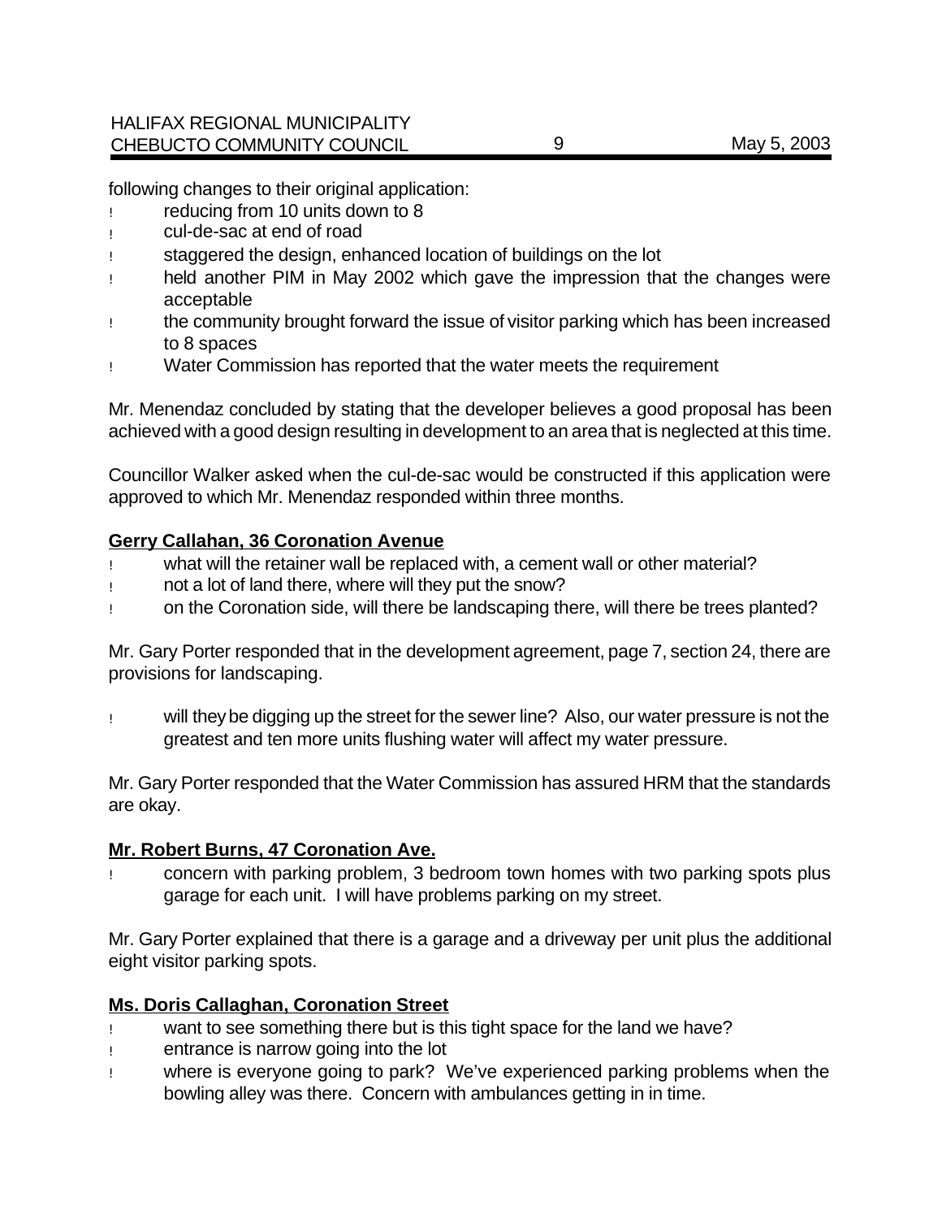following changes to their original application:

- reducing from 10 units down to 8
- cul-de-sac at end of road
- staggered the design, enhanced location of buildings on the lot
- held another PIM in May 2002 which gave the impression that the changes were acceptable
- the community brought forward the issue of visitor parking which has been increased to 8 spaces
- Water Commission has reported that the water meets the requirement

Mr. Menendaz concluded by stating that the developer believes a good proposal has been achieved with a good design resulting in development to an area that is neglected at this time.

Councillor Walker asked when the cul-de-sac would be constructed if this application were approved to which Mr. Menendaz responded within three months.

**Gerry Callahan, 36 Coronation Avenue**

- what will the retainer wall be replaced with, a cement wall or other material?
- not a lot of land there, where will they put the snow?
- on the Coronation side, will there be landscaping there, will there be trees planted?

Mr. Gary Porter responded that in the development agreement, page 7, section 24, there are provisions for landscaping.

- will they be digging up the street for the sewer line? Also, our water pressure is not the greatest and ten more units flushing water will affect my water pressure.

Mr. Gary Porter responded that the Water Commission has assured HRM that the standards are okay.

**Mr. Robert Burns, 47 Coronation Ave.**

- concern with parking problem, 3 bedroom town homes with two parking spots plus garage for each unit. I will have problems parking on my street.

Mr. Gary Porter explained that there is a garage and a driveway per unit plus the additional eight visitor parking spots.

**Ms. Doris Callaghan, Coronation Street**

- want to see something there but is this tight space for the land we have?
- entrance is narrow going into the lot
- where is everyone going to park? We've experienced parking problems when the bowling alley was there. Concern with ambulances getting in in time.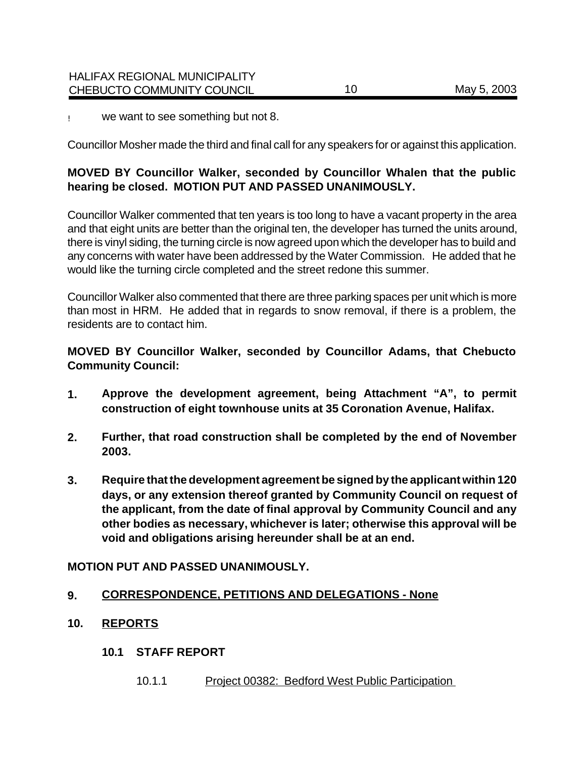- we want to see something but not 8.

Councillor Mosher made the third and final call for any speakers for or against this application.

**MOVED BY Councillor Walker, seconded by Councillor Whalen that the public hearing be closed. MOTION PUT AND PASSED UNANIMOUSLY.**

Councillor Walker commented that ten years is too long to have a vacant property in the area and that eight units are better than the original ten, the developer has turned the units around, there is vinyl siding, the turning circle is now agreed upon which the developer has to build and any concerns with water have been addressed by the Water Commission. He added that he would like the turning circle completed and the street redone this summer.

Councillor Walker also commented that there are three parking spaces per unit which is more than most in HRM. He added that in regards to snow removal, if there is a problem, the residents are to contact him.

**MOVED BY Councillor Walker, seconded by Councillor Adams, that Chebucto Community Council:**

1. **Approve the development agreement, being Attachment "A", to permit construction of eight townhouse units at 35 Coronation Avenue, Halifax.**
2. **Further, that road construction shall be completed by the end of November 2003.**
3. **Require that the development agreement be signed by the applicant within 120 days, or any extension thereof granted by Community Council on request of the applicant, from the date of final approval by Community Council and any other bodies as necessary, whichever is later; otherwise this approval will be void and obligations arising hereunder shall be at an end.**

**MOTION PUT AND PASSED UNANIMOUSLY.**

## 9. CORRESPONDENCE, PETITIONS AND DELEGATIONS - None

## 10. REPORTS

### 10.1 STAFF REPORT

10.1.1 Project 00382: Bedford West Public Participation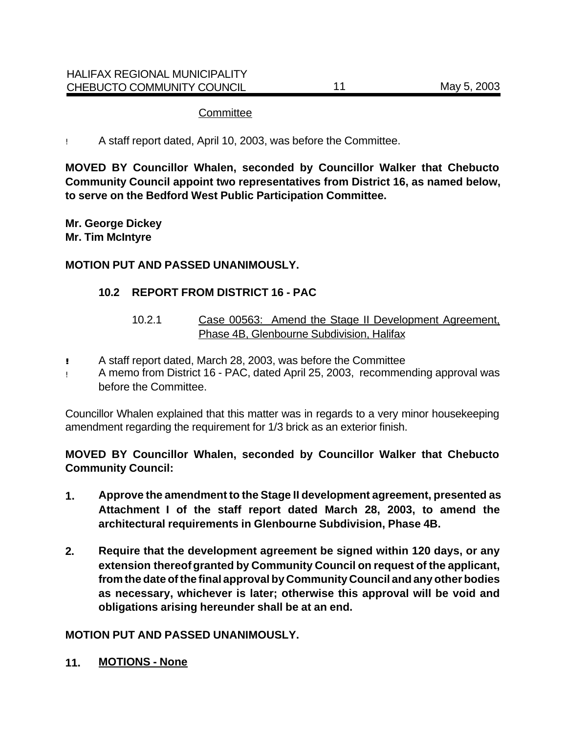Committee

- A staff report dated, April 10, 2003, was before the Committee.

**MOVED BY Councillor Whalen, seconded by Councillor Walker that Chebucto Community Council appoint two representatives from District 16, as named below, to serve on the Bedford West Public Participation Committee.**

**Mr. George Dickey**
**Mr. Tim McIntyre**

**MOTION PUT AND PASSED UNANIMOUSLY.**

### 10.2 REPORT FROM DISTRICT 16 - PAC

10.2.1 Case 00563: Amend the Stage II Development Agreement, Phase 4B, Glenbourne Subdivision, Halifax

- A staff report dated, March 28, 2003, was before the Committee
- A memo from District 16 - PAC, dated April 25, 2003, recommending approval was before the Committee.

Councillor Whalen explained that this matter was in regards to a very minor housekeeping amendment regarding the requirement for 1/3 brick as an exterior finish.

**MOVED BY Councillor Whalen, seconded by Councillor Walker that Chebucto Community Council:**

1. **Approve the amendment to the Stage II development agreement, presented as Attachment I of the staff report dated March 28, 2003, to amend the architectural requirements in Glenbourne Subdivision, Phase 4B.**

2. **Require that the development agreement be signed within 120 days, or any extension thereof granted by Community Council on request of the applicant, from the date of the final approval by Community Council and any other bodies as necessary, whichever is later; otherwise this approval will be void and obligations arising hereunder shall be at an end.**

**MOTION PUT AND PASSED UNANIMOUSLY.**

## 11. MOTIONS - None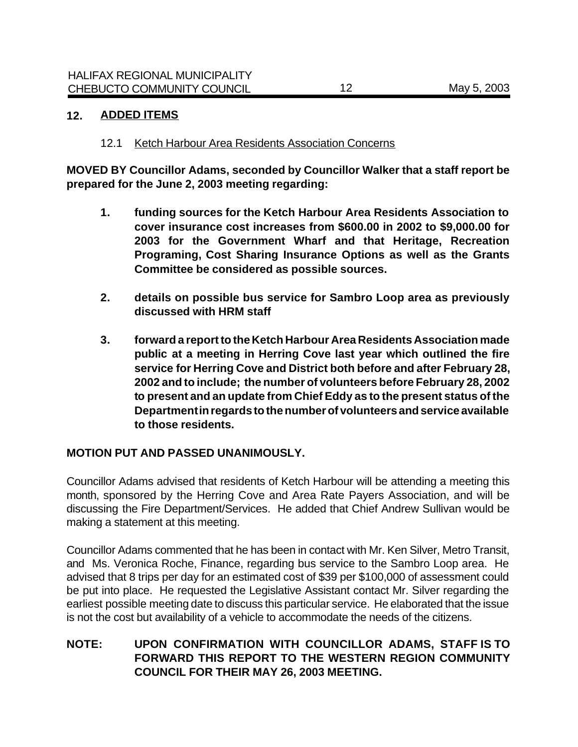## 12. ADDED ITEMS

12.1 Ketch Harbour Area Residents Association Concerns

**MOVED BY Councillor Adams, seconded by Councillor Walker that a staff report be prepared for the June 2, 2003 meeting regarding:**

1. **funding sources for the Ketch Harbour Area Residents Association to cover insurance cost increases from $600.00 in 2002 to $9,000.00 for 2003 for the Government Wharf and that Heritage, Recreation Programing, Cost Sharing Insurance Options as well as the Grants Committee be considered as possible sources.**

2. **details on possible bus service for Sambro Loop area as previously discussed with HRM staff**

3. **forward a report to the Ketch Harbour Area Residents Association made public at a meeting in Herring Cove last year which outlined the fire service for Herring Cove and District both before and after February 28, 2002 and to include; the number of volunteers before February 28, 2002 to present and an update from Chief Eddy as to the present status of the Department in regards to the number of volunteers and service available to those residents.**

**MOTION PUT AND PASSED UNANIMOUSLY.**

Councillor Adams advised that residents of Ketch Harbour will be attending a meeting this month, sponsored by the Herring Cove and Area Rate Payers Association, and will be discussing the Fire Department/Services. He added that Chief Andrew Sullivan would be making a statement at this meeting.

Councillor Adams commented that he has been in contact with Mr. Ken Silver, Metro Transit, and Ms. Veronica Roche, Finance, regarding bus service to the Sambro Loop area. He advised that 8 trips per day for an estimated cost of $39 per $100,000 of assessment could be put into place. He requested the Legislative Assistant contact Mr. Silver regarding the earliest possible meeting date to discuss this particular service. He elaborated that the issue is not the cost but availability of a vehicle to accommodate the needs of the citizens.

**NOTE: UPON CONFIRMATION WITH COUNCILLOR ADAMS, STAFF IS TO FORWARD THIS REPORT TO THE WESTERN REGION COMMUNITY COUNCIL FOR THEIR MAY 26, 2003 MEETING.**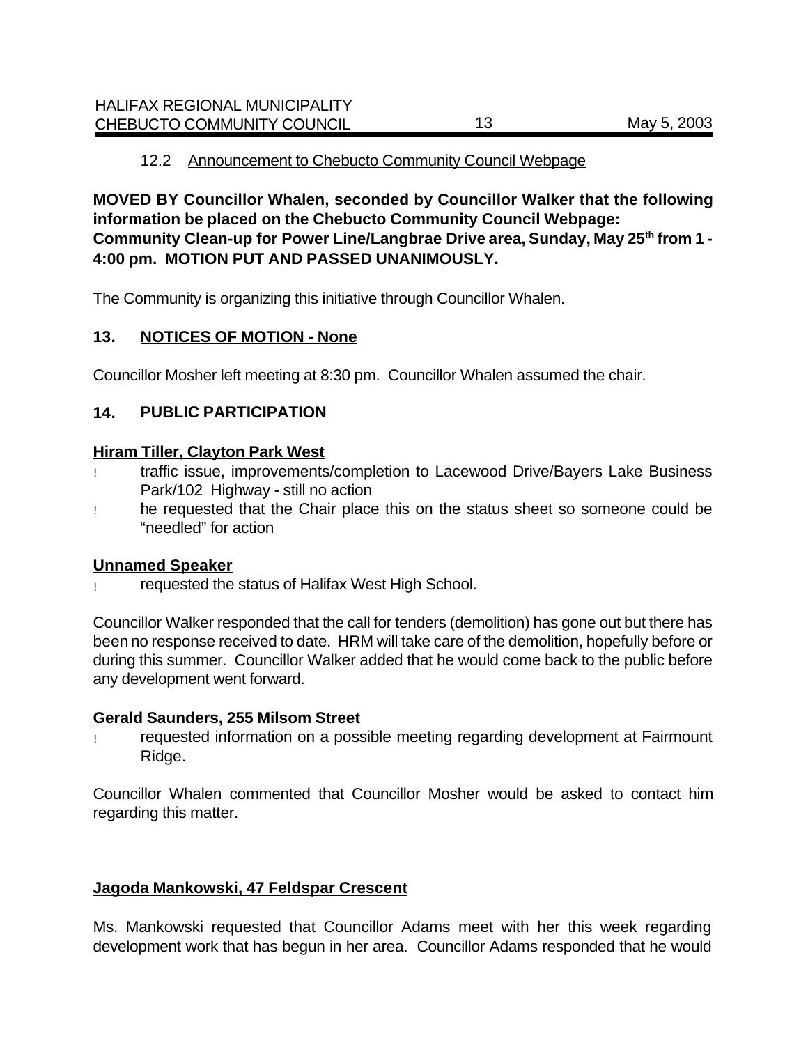12.2 Announcement to Chebucto Community Council Webpage

**MOVED BY Councillor Whalen, seconded by Councillor Walker that the following information be placed on the Chebucto Community Council Webpage: Community Clean-up for Power Line/Langbrae Drive area, Sunday, May 25th from 1 - 4:00 pm. MOTION PUT AND PASSED UNANIMOUSLY.**

The Community is organizing this initiative through Councillor Whalen.

## 13. NOTICES OF MOTION - None

Councillor Mosher left meeting at 8:30 pm. Councillor Whalen assumed the chair.

## 14. PUBLIC PARTICIPATION

**Hiram Tiller, Clayton Park West**

- traffic issue, improvements/completion to Lacewood Drive/Bayers Lake Business Park/102 Highway - still no action
- he requested that the Chair place this on the status sheet so someone could be "needled" for action

**Unnamed Speaker**

- requested the status of Halifax West High School.

Councillor Walker responded that the call for tenders (demolition) has gone out but there has been no response received to date. HRM will take care of the demolition, hopefully before or during this summer. Councillor Walker added that he would come back to the public before any development went forward.

**Gerald Saunders, 255 Milsom Street**

- requested information on a possible meeting regarding development at Fairmount Ridge.

Councillor Whalen commented that Councillor Mosher would be asked to contact him regarding this matter.

**Jagoda Mankowski, 47 Feldspar Crescent**

Ms. Mankowski requested that Councillor Adams meet with her this week regarding development work that has begun in her area. Councillor Adams responded that he would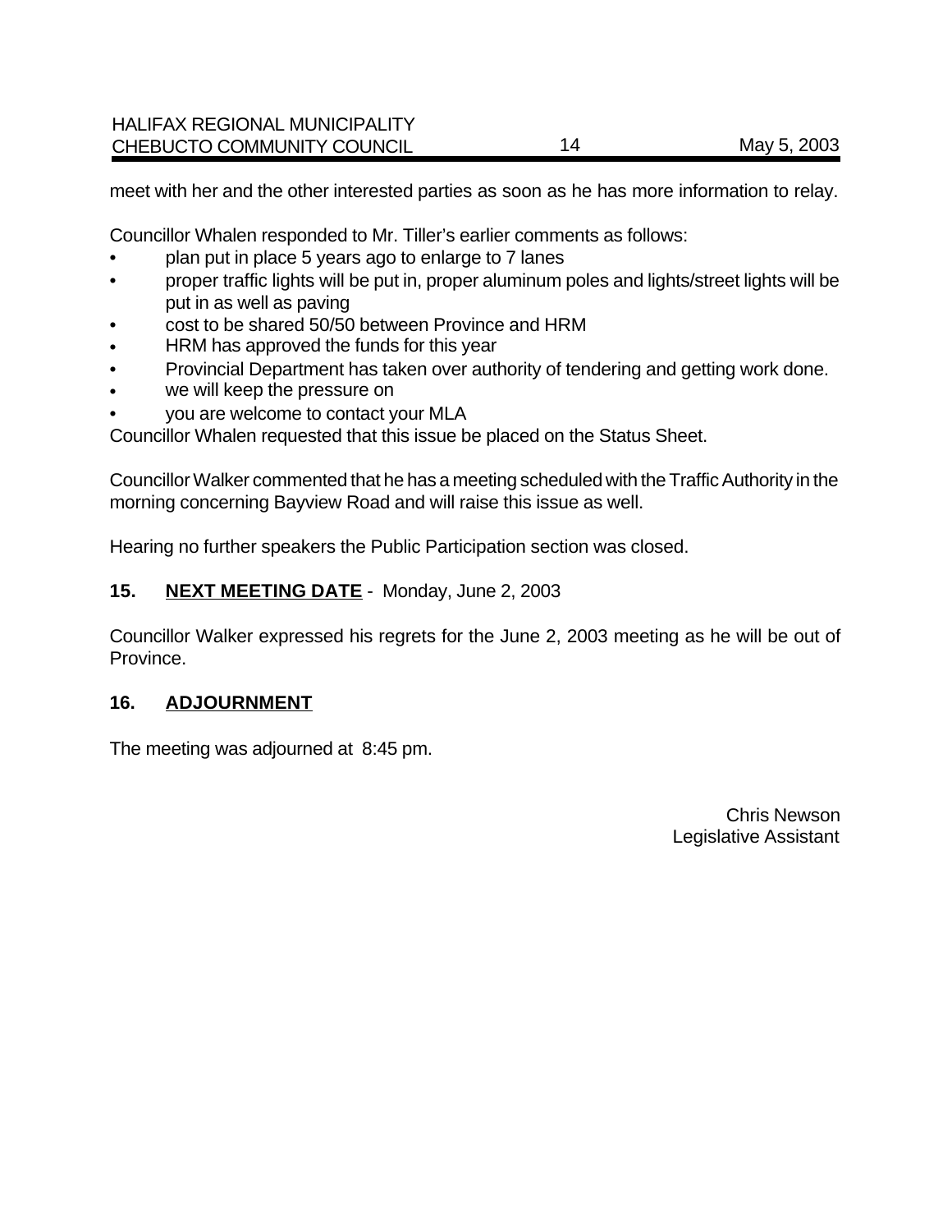meet with her and the other interested parties as soon as he has more information to relay.

Councillor Whalen responded to Mr. Tiller's earlier comments as follows:

- plan put in place 5 years ago to enlarge to 7 lanes
- proper traffic lights will be put in, proper aluminum poles and lights/street lights will be put in as well as paving
- cost to be shared 50/50 between Province and HRM
- HRM has approved the funds for this year
- Provincial Department has taken over authority of tendering and getting work done.
- we will keep the pressure on
- you are welcome to contact your MLA

Councillor Whalen requested that this issue be placed on the Status Sheet.

Councillor Walker commented that he has a meeting scheduled with the Traffic Authority in the morning concerning Bayview Road and will raise this issue as well.

Hearing no further speakers the Public Participation section was closed.

## 15. <u>NEXT MEETING DATE</u> - Monday, June 2, 2003

Councillor Walker expressed his regrets for the June 2, 2003 meeting as he will be out of Province.

## 16. <u>ADJOURNMENT</u>

The meeting was adjourned at 8:45 pm.

Chris Newson
Legislative Assistant